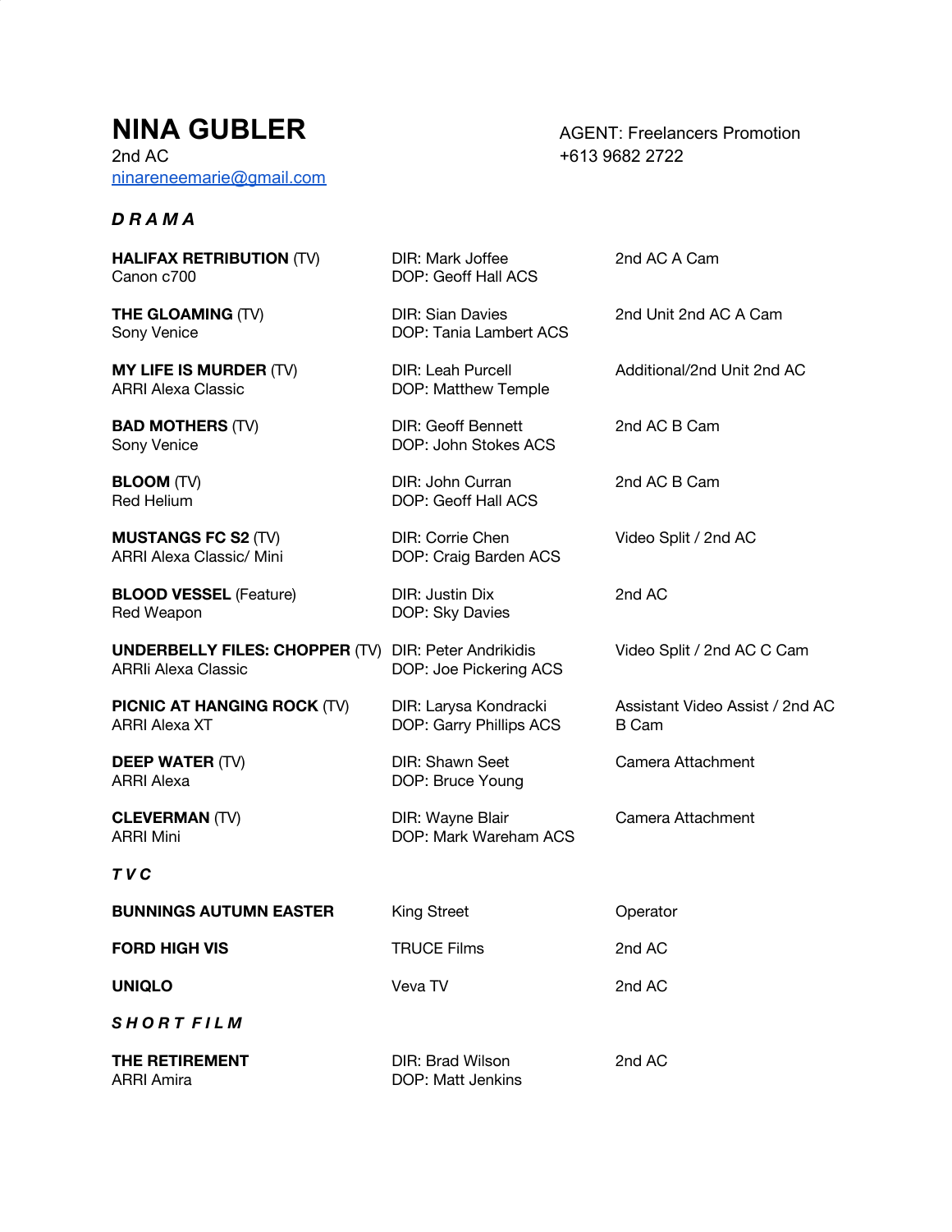# NINA GUBLER

2nd AC
ninareneemarie@gmail.com

AGENT: Freelancers Promotion
+613 9682 2722

### *D R A M A*

| | | |
|---|---|---|
| **HALIFAX RETRIBUTION** (TV)<br>Canon c700 | DIR: Mark Joffee<br>DOP: Geoff Hall ACS | 2nd AC A Cam |
| **THE GLOAMING** (TV)<br>Sony Venice | DIR: Sian Davies<br>DOP: Tania Lambert ACS | 2nd Unit 2nd AC A Cam |
| **MY LIFE IS MURDER** (TV)<br>ARRI Alexa Classic | DIR: Leah Purcell<br>DOP: Matthew Temple | Additional/2nd Unit 2nd AC |
| **BAD MOTHERS** (TV)<br>Sony Venice | DIR: Geoff Bennett<br>DOP: John Stokes ACS | 2nd AC B Cam |
| **BLOOM** (TV)<br>Red Helium | DIR: John Curran<br>DOP: Geoff Hall ACS | 2nd AC B Cam |
| **MUSTANGS FC S2** (TV)<br>ARRI Alexa Classic/ Mini | DIR: Corrie Chen<br>DOP: Craig Barden ACS | Video Split / 2nd AC |
| **BLOOD VESSEL** (Feature)<br>Red Weapon | DIR: Justin Dix<br>DOP: Sky Davies | 2nd AC |
| **UNDERBELLY FILES: CHOPPER** (TV)<br>ARRIi Alexa Classic | DIR: Peter Andrikidis<br>DOP: Joe Pickering ACS | Video Split / 2nd AC C Cam |
| **PICNIC AT HANGING ROCK** (TV)<br>ARRI Alexa XT | DIR: Larysa Kondracki<br>DOP: Garry Phillips ACS | Assistant Video Assist / 2nd AC B Cam |
| **DEEP WATER** (TV)<br>ARRI Alexa | DIR: Shawn Seet<br>DOP: Bruce Young | Camera Attachment |
| **CLEVERMAN** (TV)<br>ARRI Mini | DIR: Wayne Blair<br>DOP: Mark Wareham ACS | Camera Attachment |

### *T V C*

| | | |
|---|---|---|
| **BUNNINGS AUTUMN EASTER** | King Street | Operator |
| **FORD HIGH VIS** | TRUCE Films | 2nd AC |
| **UNIQLO** | Veva TV | 2nd AC |

### *S H O R T F I L M*

| | | |
|---|---|---|
| **THE RETIREMENT**<br>ARRI Amira | DIR: Brad Wilson<br>DOP: Matt Jenkins | 2nd AC |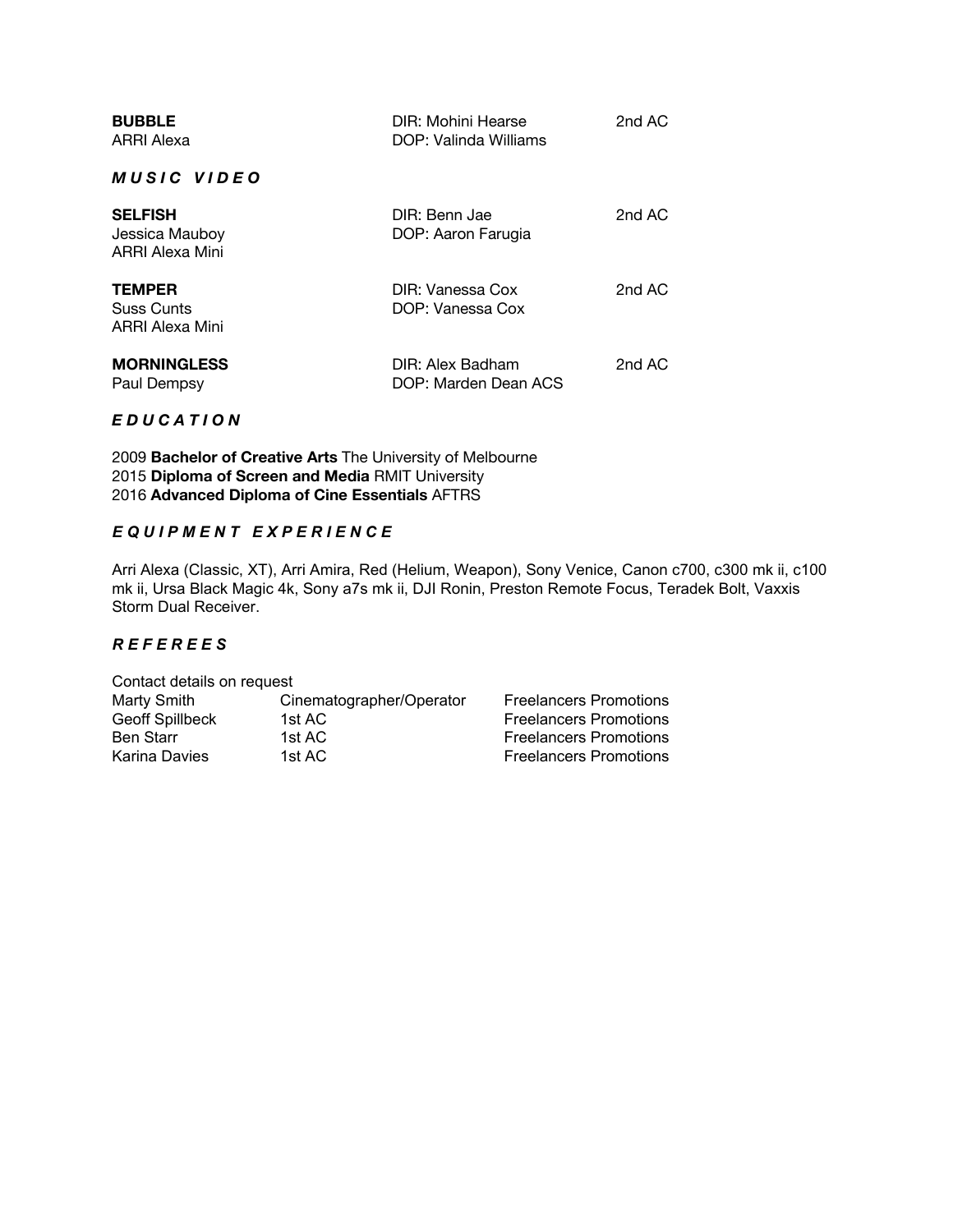| | | |
|---|---|---|
| **BUBBLE**<br>ARRI Alexa | DIR: Mohini Hearse<br>DOP: Valinda Williams | 2nd AC |

## *M U S I C   V I D E O*

| | | |
|---|---|---|
| **SELFISH**<br>Jessica Mauboy<br>ARRI Alexa Mini | DIR: Benn Jae<br>DOP: Aaron Farugia | 2nd AC |
| **TEMPER**<br>Suss Cunts<br>ARRI Alexa Mini | DIR: Vanessa Cox<br>DOP: Vanessa Cox | 2nd AC |
| **MORNINGLESS**<br>Paul Dempsy | DIR: Alex Badham<br>DOP: Marden Dean ACS | 2nd AC |

## *E D U C A T I O N*

2009 **Bachelor of Creative Arts** The University of Melbourne
2015 **Diploma of Screen and Media** RMIT University
2016 **Advanced Diploma of Cine Essentials** AFTRS

## *E Q U I P M E N T   E X P E R I E N C E*

Arri Alexa (Classic, XT), Arri Amira, Red (Helium, Weapon), Sony Venice, Canon c700, c300 mk ii, c100 mk ii, Ursa Black Magic 4k, Sony a7s mk ii, DJI Ronin, Preston Remote Focus, Teradek Bolt, Vaxxis Storm Dual Receiver.

## *R E F E R E E S*

Contact details on request

| | | |
|---|---|---|
| Marty Smith | Cinematographer/Operator | Freelancers Promotions |
| Geoff Spillbeck | 1st AC | Freelancers Promotions |
| Ben Starr | 1st AC | Freelancers Promotions |
| Karina Davies | 1st AC | Freelancers Promotions |